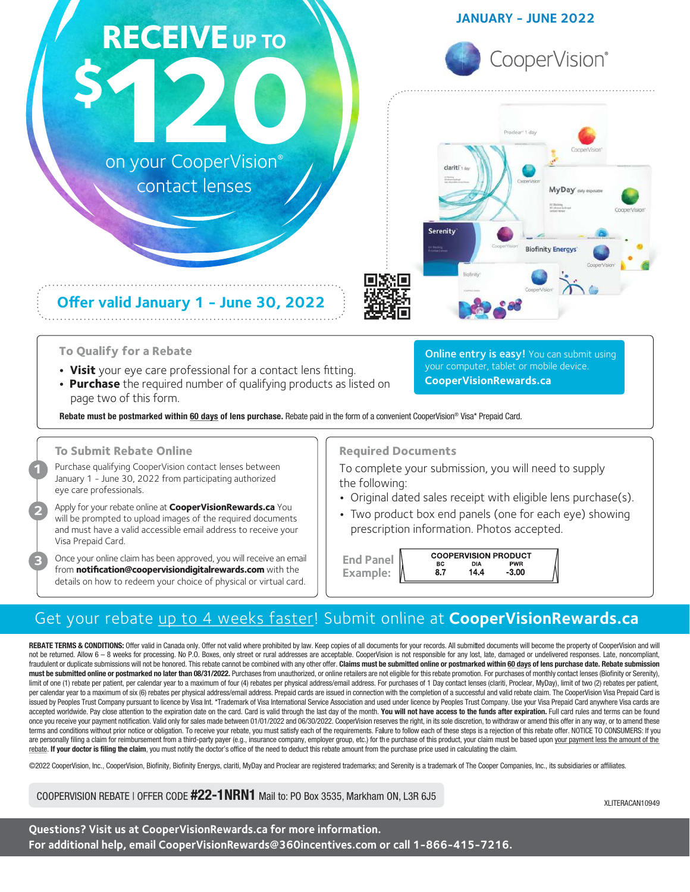**JANUARY - JUNE 2022**

CooperVision®

# RECEIVE UP TO $120 on your CooperVision® contact lenses

**Offer valid January 1 - June 30, 2022**

## To Qualify for a Rebate

- **Visit** your eye care professional for a contact lens fitting.
- **Purchase** the required number of qualifying products as listed on page two of this form.

**Online entry is easy!** You can submit using your computer, tablet or mobile device. **CooperVisionRewards.ca**

**Rebate must be postmarked within 60 days of lens purchase.** Rebate paid in the form of a convenient CooperVision® Visa* Prepaid Card.

## To Submit Rebate Online

1. Purchase qualifying CooperVision contact lenses between January 1 - June 30, 2022 from participating authorized eye care professionals.
2. Apply for your rebate online at **CooperVisionRewards.ca** You will be prompted to upload images of the required documents and must have a valid accessible email address to receive your Visa Prepaid Card.
3. Once your online claim has been approved, you will receive an email from **notification@coopervisiondigitalrewards.com** with the details on how to redeem your choice of physical or virtual card.

## Required Documents

To complete your submission, you will need to supply the following:

- Original dated sales receipt with eligible lens purchase(s).
- Two product box end panels (one for each eye) showing prescription information. Photos accepted.

**End Panel Example:**

| COOPERVISION PRODUCT | | |
|---|---|---|
| BC | DIA | PWR |
| 8.7 | 14.4 | -3.00 |

Get your rebate up to 4 weeks faster! Submit online at **CooperVisionRewards.ca**

**REBATE TERMS & CONDITIONS:** Offer valid in Canada only. Offer not valid where prohibited by law. Keep copies of all documents for your records. All submitted documents will become the property of CooperVision and will not be returned. Allow 6 – 8 weeks for processing. No P.O. Boxes, only street or rural addresses are acceptable. CooperVision is not responsible for any lost, late, damaged or undelivered responses. Late, noncompliant, fraudulent or duplicate submissions will not be honored. This rebate cannot be combined with any other offer. **Claims must be submitted online or postmarked within 60 days of lens purchase date. Rebate submission must be submitted online or postmarked no later than 08/31/2022.** Purchases from unauthorized, or online retailers are not eligible for this rebate promotion. For purchases of monthly contact lenses (Biofinity or Serenity), limit of one (1) rebate per patient, per calendar year to a maximum of four (4) rebates per physical address/email address. For purchases of 1 Day contact lenses (clariti, Proclear, MyDay), limit of two (2) rebates per patient, per calendar year to a maximum of six (6) rebates per physical address/email address. Prepaid cards are issued in connection with the completion of a successful and valid rebate claim. The CooperVision Visa Prepaid Card is issued by Peoples Trust Company pursuant to licence by Visa Int. *Trademark of Visa International Service Association and used under licence by Peoples Trust Company. Use your Visa Prepaid Card anywhere Visa cards are accepted worldwide. Pay close attention to the expiration date on the card. Card is valid through the last day of the month. **You will not have access to the funds after expiration.** Full card rules and terms can be found once you receive your payment notification. Valid only for sales made between 01/01/2022 and 06/30/2022. CooperVision reserves the right, in its sole discretion, to withdraw or amend this offer in any way, or to amend these terms and conditions without prior notice or obligation. To receive your rebate, you must satisfy each of the requirements. Failure to follow each of these steps is a rejection of this rebate offer. NOTICE TO CONSUMERS: If you are personally filing a claim for reimbursement from a third-party payer (e.g., insurance company, employer group, etc.) for the purchase of this product, your claim must be based upon your payment less the amount of the rebate. **If your doctor is filing the claim**, you must notify the doctor's office of the need to deduct this rebate amount from the purchase price used in calculating the claim.

©2022 CooperVision, Inc., CooperVision, Biofinity, Biofinity Energys, clariti, MyDay and Proclear are registered trademarks; and Serenity is a trademark of The Cooper Companies, Inc., its subsidiaries or affiliates.

COOPERVISION REBATE | OFFER CODE **#22-1NRN1** Mail to: PO Box 3535, Markham ON, L3R 6J5

XLITERACAN10949

**Questions? Visit us at CooperVisionRewards.ca for more information.**
**For additional help, email CooperVisionRewards@360incentives.com or call 1-866-415-7216.**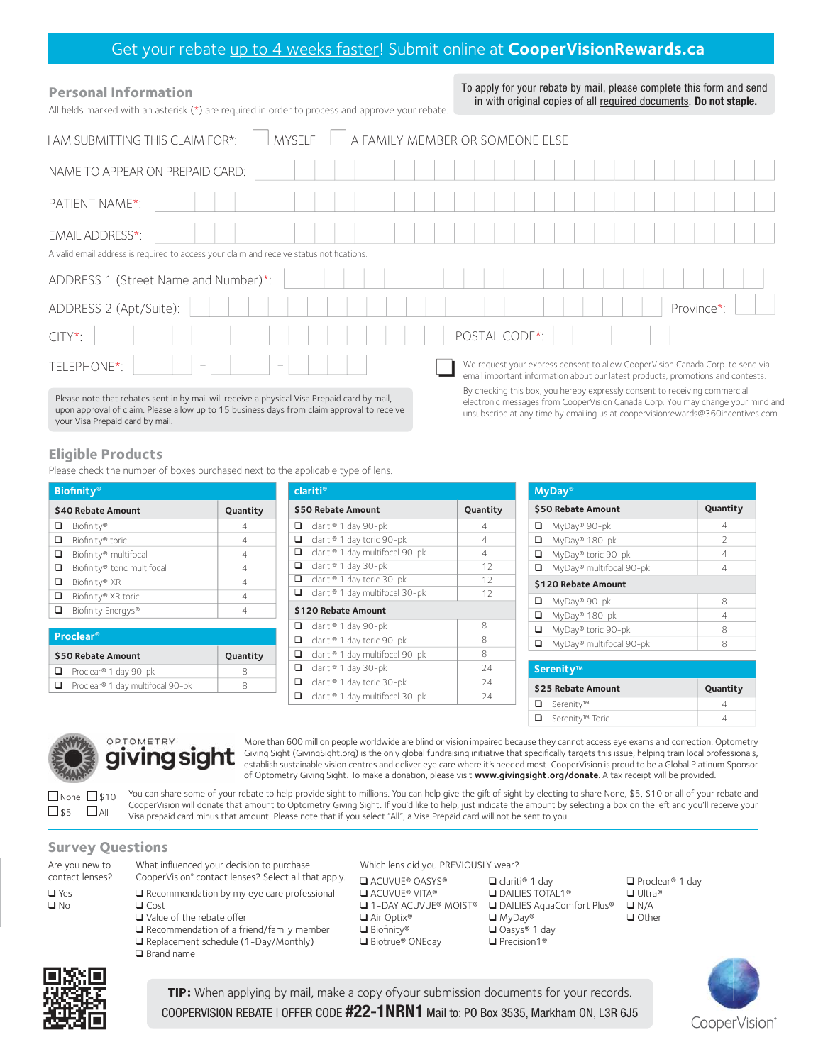Get your rebate up to 4 weeks faster! Submit online at **CooperVisionRewards.ca**

## Personal Information

All fields marked with an asterisk (*) are required in order to process and approve your rebate.

To apply for your rebate by mail, please complete this form and send in with original copies of all required documents. **Do not staple.**

I AM SUBMITTING THIS CLAIM FOR*: ☐ MYSELF ☐ A FAMILY MEMBER OR SOMEONE ELSE

NAME TO APPEAR ON PREPAID CARD:

PATIENT NAME*:

EMAIL ADDRESS*:

A valid email address is required to access your claim and receive status notifications.

ADDRESS 1 (Street Name and Number)*:

ADDRESS 2 (Apt/Suite): Province*:

CITY*: POSTAL CODE*:

TELEPHONE*: – –

☐ We request your express consent to allow CooperVision Canada Corp. to send via email important information about our latest products, promotions and contests.

By checking this box, you hereby expressly consent to receiving commercial electronic messages from CooperVision Canada Corp. You may change your mind and unsubscribe at any time by emailing us at coopervisionrewards@360incentives.com.

Please note that rebates sent in by mail will receive a physical Visa Prepaid card by mail, upon approval of claim. Please allow up to 15 business days from claim approval to receive your Visa Prepaid card by mail.

## Eligible Products

Please check the number of boxes purchased next to the applicable type of lens.

**Biofinity®**

| $40 Rebate Amount | Quantity |
|---|---|
| ❑ Biofinity® | 4 |
| ❑ Biofinity® toric | 4 |
| ❑ Biofinity® multifocal | 4 |
| ❑ Biofinity® toric multifocal | 4 |
| ❑ Biofinity® XR | 4 |
| ❑ Biofinity® XR toric | 4 |
| ❑ Biofinity Energys® | 4 |

**Proclear®**

| $50 Rebate Amount | Quantity |
|---|---|
| ❑ Proclear® 1 day 90-pk | 8 |
| ❑ Proclear® 1 day multifocal 90-pk | 8 |

**clariti®**

| $50 Rebate Amount | Quantity |
|---|---|
| ❑ clariti® 1 day 90-pk | 4 |
| ❑ clariti® 1 day toric 90-pk | 4 |
| ❑ clariti® 1 day multifocal 90-pk | 4 |
| ❑ clariti® 1 day 30-pk | 12 |
| ❑ clariti® 1 day toric 30-pk | 12 |
| ❑ clariti® 1 day multifocal 30-pk | 12 |
| **$120 Rebate Amount** | |
| ❑ clariti® 1 day 90-pk | 8 |
| ❑ clariti® 1 day toric 90-pk | 8 |
| ❑ clariti® 1 day multifocal 90-pk | 8 |
| ❑ clariti® 1 day 30-pk | 24 |
| ❑ clariti® 1 day toric 30-pk | 24 |
| ❑ clariti® 1 day multifocal 30-pk | 24 |

**MyDay®**

| $50 Rebate Amount | Quantity |
|---|---|
| ❑ MyDay® 90-pk | 4 |
| ❑ MyDay® 180-pk | 2 |
| ❑ MyDay® toric 90-pk | 4 |
| ❑ MyDay® multifocal 90-pk | 4 |
| **$120 Rebate Amount** | |
| ❑ MyDay® 90-pk | 8 |
| ❑ MyDay® 180-pk | 4 |
| ❑ MyDay® toric 90-pk | 8 |
| ❑ MyDay® multifocal 90-pk | 8 |

**Serenity™**

| $25 Rebate Amount | Quantity |
|---|---|
| ❑ Serenity™ | 4 |
| ❑ Serenity™ Toric | 4 |

OPTOMETRY giving sight

More than 600 million people worldwide are blind or vision impaired because they cannot access eye exams and correction. Optometry Giving Sight (GivingSight.org) is the only global fundraising initiative that specifically targets this issue, helping train local professionals, establish sustainable vision centres and deliver eye care where it's needed most. CooperVision is proud to be a Global Platinum Sponsor of Optometry Giving Sight. To make a donation, please visit **www.givingsight.org/donate**. A tax receipt will be provided.

☐ None ☐ $10 ☐ $5 ☐ All

You can share some of your rebate to help provide sight to millions. You can help give the gift of sight by electing to share None, $5, $10 or all of your rebate and CooperVision will donate that amount to Optometry Giving Sight. If you'd like to help, just indicate the amount by selecting a box on the left and you'll receive your Visa prepaid card minus that amount. Please note that if you select "All", a Visa Prepaid card will not be sent to you.

## Survey Questions

Are you new to contact lenses?

- ❑ Yes
- ❑ No

What influenced your decision to purchase CooperVision® contact lenses? Select all that apply.

- ❑ Recommendation by my eye care professional
- ❑ Cost
- ❑ Value of the rebate offer
- ❑ Recommendation of a friend/family member
- ❑ Replacement schedule (1-Day/Monthly)
- ❑ Brand name

Which lens did you PREVIOUSLY wear?

- ❑ ACUVUE® OASYS®
- ❑ ACUVUE® VITA®
- ❑ 1-DAY ACUVUE® MOIST®
- ❑ Air Optix®
- ❑ Biofinity®
- ❑ Biotrue® ONEday
- ❑ clariti® 1 day
- ❑ DAILIES TOTAL1®
- ❑ DAILIES AquaComfort Plus®
- ❑ MyDay®
- ❑ Oasys® 1 day
- ❑ Precision1®
- ❑ Proclear® 1 day
- ❑ Ultra®
- ❑ N/A
- ❑ Other

**TIP:** When applying by mail, make a copy ofyour submission documents for your records.

COOPERVISION REBATE | OFFER CODE **#22-1NRN1** Mail to: PO Box 3535, Markham ON, L3R 6J5

CooperVision®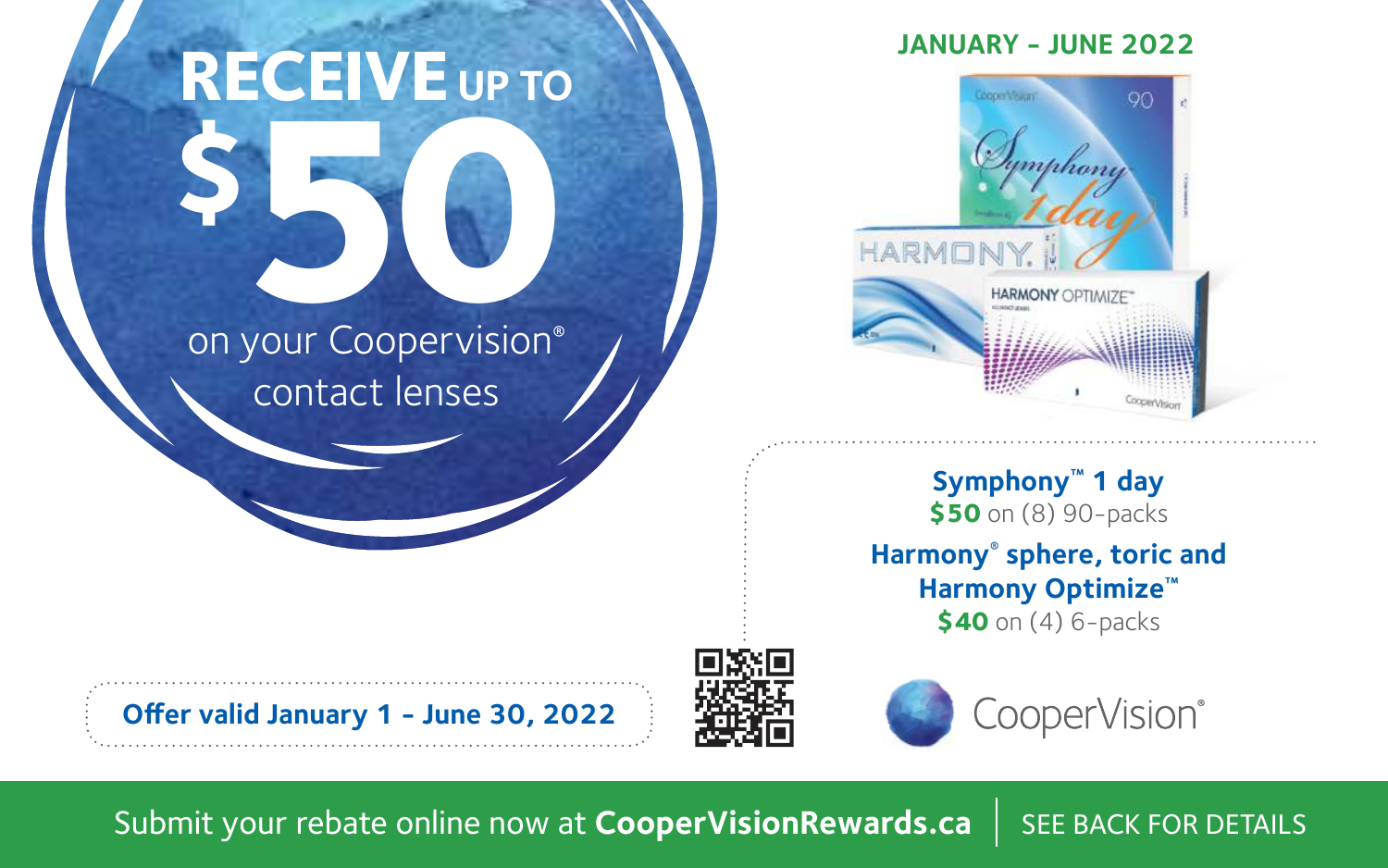# RECEIVE UP TO $50 on your Coopervision® contact lenses

**JANUARY - JUNE 2022**

**Symphony™ 1 day**
**$50** on (8) 90-packs

**Harmony® sphere, toric and Harmony Optimize™**
**$40** on (4) 6-packs

**Offer valid January 1 - June 30, 2022**

CooperVision®

Submit your rebate online now at **CooperVisionRewards.ca** | SEE BACK FOR DETAILS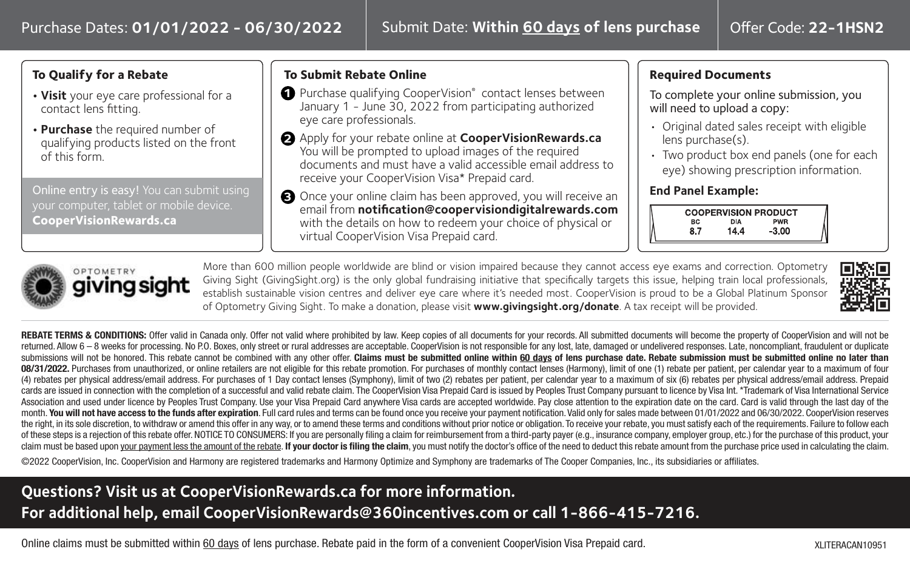Purchase Dates: **01/01/2022 - 06/30/2022** | Submit Date: **Within 60 days of lens purchase** | Offer Code: **22-1HSN2**

### To Qualify for a Rebate

- **Visit** your eye care professional for a contact lens fitting.
- **Purchase** the required number of qualifying products listed on the front of this form.

Online entry is easy! You can submit using your computer, tablet or mobile device. **CooperVisionRewards.ca**

### To Submit Rebate Online

1. Purchase qualifying CooperVision® contact lenses between January 1 - June 30, 2022 from participating authorized eye care professionals.
2. Apply for your rebate online at **CooperVisionRewards.ca** You will be prompted to upload images of the required documents and must have a valid accessible email address to receive your CooperVision Visa* Prepaid card.
3. Once your online claim has been approved, you will receive an email from **notification@coopervisiondigitalrewards.com** with the details on how to redeem your choice of physical or virtual CooperVision Visa Prepaid card.

### Required Documents

To complete your online submission, you will need to upload a copy:

- Original dated sales receipt with eligible lens purchase(s).
- Two product box end panels (one for each eye) showing prescription information.

**End Panel Example:**

| COOPERVISION PRODUCT | | |
|---|---|---|
| BC | DIA | PWR |
| 8.7 | 14.4 | -3.00 |

OPTOMETRY giving sight

More than 600 million people worldwide are blind or vision impaired because they cannot access eye exams and correction. Optometry Giving Sight (GivingSight.org) is the only global fundraising initiative that specifically targets this issue, helping train local professionals, establish sustainable vision centres and deliver eye care where it's needed most. CooperVision is proud to be a Global Platinum Sponsor of Optometry Giving Sight. To make a donation, please visit **www.givingsight.org/donate**. A tax receipt will be provided.

**REBATE TERMS & CONDITIONS:** Offer valid in Canada only. Offer not valid where prohibited by law. Keep copies of all documents for your records. All submitted documents will become the property of CooperVision and will not be returned. Allow 6 – 8 weeks for processing. No P.O. Boxes, only street or rural addresses are acceptable. CooperVision is not responsible for any lost, late, damaged or undelivered responses. Late, noncompliant, fraudulent or duplicate submissions will not be honored. This rebate cannot be combined with any other offer. **Claims must be submitted online within 60 days of lens purchase date. Rebate submission must be submitted online no later than 08/31/2022.** Purchases from unauthorized, or online retailers are not eligible for this rebate promotion. For purchases of monthly contact lenses (Harmony), limit of one (1) rebate per patient, per calendar year to a maximum of four (4) rebates per physical address/email address. For purchases of 1 Day contact lenses (Symphony), limit of two (2) rebates per patient, per calendar year to a maximum of six (6) rebates per physical address/email address. Prepaid cards are issued in connection with the completion of a successful and valid rebate claim. The CooperVision Visa Prepaid Card is issued by Peoples Trust Company pursuant to licence by Visa Int. *Trademark of Visa International Service Association and used under licence by Peoples Trust Company. Use your Visa Prepaid Card anywhere Visa cards are accepted worldwide. Pay close attention to the expiration date on the card. Card is valid through the last day of the month. **You will not have access to the funds after expiration**. Full card rules and terms can be found once you receive your payment notification. Valid only for sales made between 01/01/2022 and 06/30/2022. CooperVision reserves the right, in its sole discretion, to withdraw or amend this offer in any way, or to amend these terms and conditions without prior notice or obligation. To receive your rebate, you must satisfy each of the requirements. Failure to follow each of these steps is a rejection of this rebate offer. NOTICE TO CONSUMERS: If you are personally filing a claim for reimbursement from a third-party payer (e.g., insurance company, employer group, etc.) for the purchase of this product, your claim must be based upon your payment less the amount of the rebate. **If your doctor is filing the claim**, you must notify the doctor's office of the need to deduct this rebate amount from the purchase price used in calculating the claim.

©2022 CooperVision, Inc. CooperVision and Harmony are registered trademarks and Harmony Optimize and Symphony are trademarks of The Cooper Companies, Inc., its subsidiaries or affiliates.

**Questions? Visit us at CooperVisionRewards.ca for more information.**
**For additional help, email CooperVisionRewards@360incentives.com or call 1-866-415-7216.**

Online claims must be submitted within 60 days of lens purchase. Rebate paid in the form of a convenient CooperVision Visa Prepaid card.

XLITERACAN10951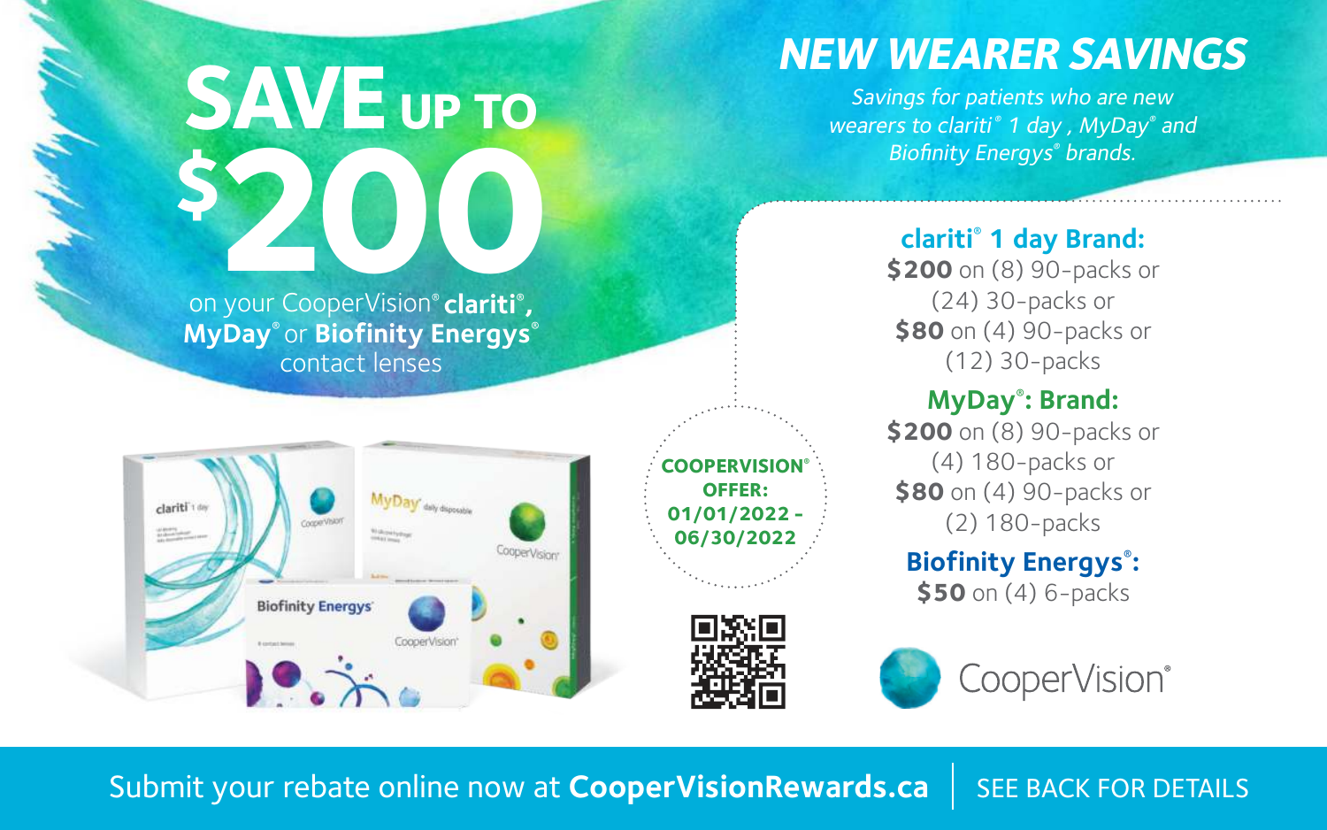# SAVE UP TO $200

on your CooperVision® **clariti®, MyDay®** or **Biofinity Energys®** contact lenses

## NEW WEARER SAVINGS

*Savings for patients who are new wearers to clariti® 1 day , MyDay® and Biofinity Energys® brands.*

**COOPERVISION® OFFER: 01/01/2022 - 06/30/2022**

### clariti® 1 day Brand:

**$200** on (8) 90-packs or (24) 30-packs or
**$80** on (4) 90-packs or (12) 30-packs

### MyDay®: Brand:

**$200** on (8) 90-packs or (4) 180-packs or
**$80** on (4) 90-packs or (2) 180-packs

### Biofinity Energys®:

**$50** on (4) 6-packs

CooperVision®

Submit your rebate online now at **CooperVisionRewards.ca** | SEE BACK FOR DETAILS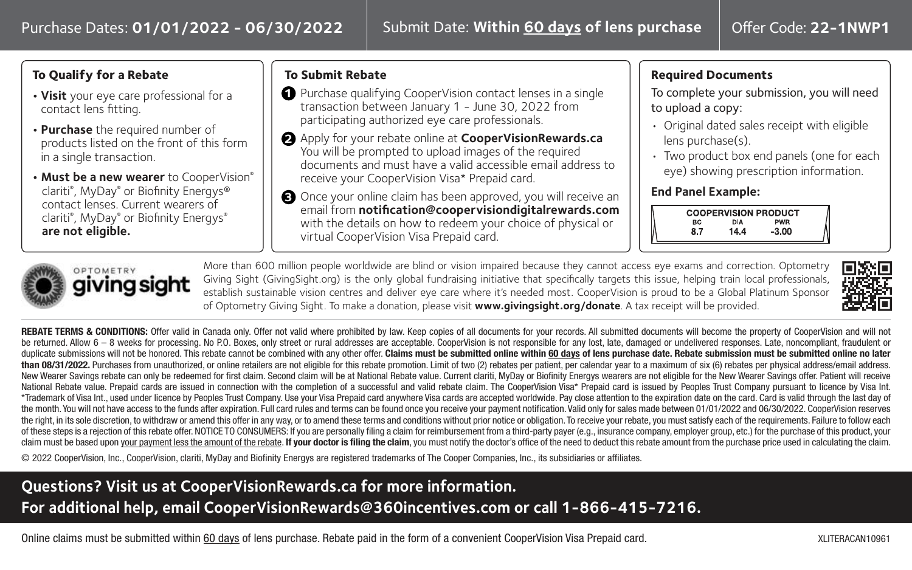Purchase Dates: **01/01/2022 - 06/30/2022** | Submit Date: **Within 60 days of lens purchase** | Offer Code: **22-1NWP1**

### To Qualify for a Rebate

- **Visit** your eye care professional for a contact lens fitting.
- **Purchase** the required number of products listed on the front of this form in a single transaction.
- **Must be a new wearer** to CooperVision® clariti®, MyDay® or Biofinity Energys® contact lenses. Current wearers of clariti®, MyDay® or Biofinity Energys® **are not eligible.**

### To Submit Rebate

1. Purchase qualifying CooperVision contact lenses in a single transaction between January 1 - June 30, 2022 from participating authorized eye care professionals.
2. Apply for your rebate online at **CooperVisionRewards.ca** You will be prompted to upload images of the required documents and must have a valid accessible email address to receive your CooperVision Visa* Prepaid card.
3. Once your online claim has been approved, you will receive an email from **notification@coopervisiondigitalrewards.com** with the details on how to redeem your choice of physical or virtual CooperVision Visa Prepaid card.

### Required Documents

To complete your submission, you will need to upload a copy:

- Original dated sales receipt with eligible lens purchase(s).
- Two product box end panels (one for each eye) showing prescription information.

**End Panel Example:**

| COOPERVISION PRODUCT | | |
|---|---|---|
| BC | DIA | PWR |
| 8.7 | 14.4 | -3.00 |

OPTOMETRY giving sight

More than 600 million people worldwide are blind or vision impaired because they cannot access eye exams and correction. Optometry Giving Sight (GivingSight.org) is the only global fundraising initiative that specifically targets this issue, helping train local professionals, establish sustainable vision centres and deliver eye care where it's needed most. CooperVision is proud to be a Global Platinum Sponsor of Optometry Giving Sight. To make a donation, please visit **www.givingsight.org/donate**. A tax receipt will be provided.

**REBATE TERMS & CONDITIONS:** Offer valid in Canada only. Offer not valid where prohibited by law. Keep copies of all documents for your records. All submitted documents will become the property of CooperVision and will not be returned. Allow 6 – 8 weeks for processing. No P.O. Boxes, only street or rural addresses are acceptable. CooperVision is not responsible for any lost, late, damaged or undelivered responses. Late, noncompliant, fraudulent or duplicate submissions will not be honored. This rebate cannot be combined with any other offer. **Claims must be submitted online within 60 days of lens purchase date. Rebate submission must be submitted online no later than 08/31/2022.** Purchases from unauthorized, or online retailers are not eligible for this rebate promotion. Limit of two (2) rebates per patient, per calendar year to a maximum of six (6) rebates per physical address/email address. New Wearer Savings rebate can only be redeemed for first claim. Second claim will be at National Rebate value. Current clariti, MyDay or Biofinity Energys wearers are not eligible for the New Wearer Savings offer. Patient will receive National Rebate value. Prepaid cards are issued in connection with the completion of a successful and valid rebate claim. The CooperVision Visa* Prepaid card is issued by Peoples Trust Company pursuant to licence by Visa Int. *Trademark of Visa Int., used under licence by Peoples Trust Company. Use your Visa Prepaid card anywhere Visa cards are accepted worldwide. Pay close attention to the expiration date on the card. Card is valid through the last day of the month. You will not have access to the funds after expiration. Full card rules and terms can be found once you receive your payment notification. Valid only for sales made between 01/01/2022 and 06/30/2022. CooperVision reserves the right, in its sole discretion, to withdraw or amend this offer in any way, or to amend these terms and conditions without prior notice or obligation. To receive your rebate, you must satisfy each of the requirements. Failure to follow each of these steps is a rejection of this rebate offer. NOTICE TO CONSUMERS: If you are personally filing a claim for reimbursement from a third-party payer (e.g., insurance company, employer group, etc.) for the purchase of this product, your claim must be based upon your payment less the amount of the rebate. **If your doctor is filing the claim**, you must notify the doctor's office of the need to deduct this rebate amount from the purchase price used in calculating the claim.

© 2022 CooperVision, Inc., CooperVision, clariti, MyDay and Biofinity Energys are registered trademarks of The Cooper Companies, Inc., its subsidiaries or affiliates.

**Questions? Visit us at CooperVisionRewards.ca for more information.**
**For additional help, email CooperVisionRewards@360incentives.com or call 1-866-415-7216.**

Online claims must be submitted within 60 days of lens purchase. Rebate paid in the form of a convenient CooperVision Visa Prepaid card.

XLITERACAN10961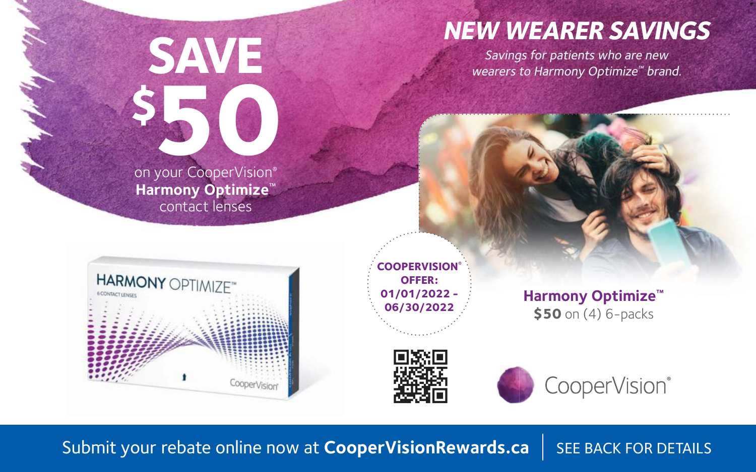# SAVE $50

on your CooperVision® **Harmony Optimize™** contact lenses

## *NEW WEARER SAVINGS*

*Savings for patients who are new wearers to Harmony Optimize™ brand.*

**COOPERVISION® OFFER: 01/01/2022 - 06/30/2022**

**Harmony Optimize™**
**$50** on (4) 6-packs

CooperVision®

Submit your rebate online now at **CooperVisionRewards.ca** | SEE BACK FOR DETAILS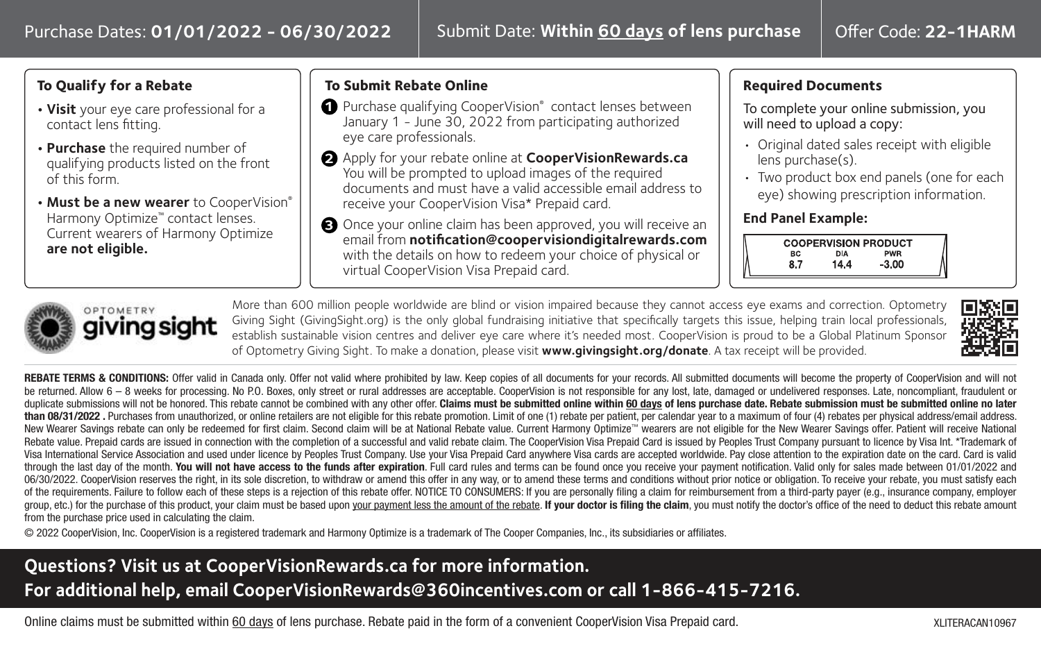Purchase Dates: **01/01/2022 - 06/30/2022** | Submit Date: **Within 60 days of lens purchase** | Offer Code: **22-1HARM**

### To Qualify for a Rebate

- **Visit** your eye care professional for a contact lens fitting.
- **Purchase** the required number of qualifying products listed on the front of this form.
- **Must be a new wearer** to CooperVision® Harmony Optimize™ contact lenses. Current wearers of Harmony Optimize **are not eligible.**

### To Submit Rebate Online

1. Purchase qualifying CooperVision® contact lenses between January 1 - June 30, 2022 from participating authorized eye care professionals.
2. Apply for your rebate online at **CooperVisionRewards.ca** You will be prompted to upload images of the required documents and must have a valid accessible email address to receive your CooperVision Visa* Prepaid card.
3. Once your online claim has been approved, you will receive an email from **notification@coopervisiondigitalrewards.com** with the details on how to redeem your choice of physical or virtual CooperVision Visa Prepaid card.

### Required Documents

To complete your online submission, you will need to upload a copy:

- Original dated sales receipt with eligible lens purchase(s).
- Two product box end panels (one for each eye) showing prescription information.

**End Panel Example:**

| COOPERVISION PRODUCT | | |
|---|---|---|
| BC | DIA | PWR |
| 8.7 | 14.4 | -3.00 |

OPTOMETRY giving sight

More than 600 million people worldwide are blind or vision impaired because they cannot access eye exams and correction. Optometry Giving Sight (GivingSight.org) is the only global fundraising initiative that specifically targets this issue, helping train local professionals, establish sustainable vision centres and deliver eye care where it's needed most. CooperVision is proud to be a Global Platinum Sponsor of Optometry Giving Sight. To make a donation, please visit **www.givingsight.org/donate**. A tax receipt will be provided.

**REBATE TERMS & CONDITIONS:** Offer valid in Canada only. Offer not valid where prohibited by law. Keep copies of all documents for your records. All submitted documents will become the property of CooperVision and will not be returned. Allow 6 – 8 weeks for processing. No P.O. Boxes, only street or rural addresses are acceptable. CooperVision is not responsible for any lost, late, damaged or undelivered responses. Late, noncompliant, fraudulent or duplicate submissions will not be honored. This rebate cannot be combined with any other offer. **Claims must be submitted online within 60 days of lens purchase date. Rebate submission must be submitted online no later than 08/31/2022 .** Purchases from unauthorized, or online retailers are not eligible for this rebate promotion. Limit of one (1) rebate per patient, per calendar year to a maximum of four (4) rebates per physical address/email address. New Wearer Savings rebate can only be redeemed for first claim. Second claim will be at National Rebate value. Current Harmony Optimize™ wearers are not eligible for the New Wearer Savings offer. Patient will receive National Rebate value. Prepaid cards are issued in connection with the completion of a successful and valid rebate claim. The CooperVision Visa Prepaid Card is issued by Peoples Trust Company pursuant to licence by Visa Int. *Trademark of Visa International Service Association and used under licence by Peoples Trust Company. Use your Visa Prepaid Card anywhere Visa cards are accepted worldwide. Pay close attention to the expiration date on the card. Card is valid through the last day of the month. **You will not have access to the funds after expiration**. Full card rules and terms can be found once you receive your payment notification. Valid only for sales made between 01/01/2022 and 06/30/2022. CooperVision reserves the right, in its sole discretion, to withdraw or amend this offer in any way, or to amend these terms and conditions without prior notice or obligation. To receive your rebate, you must satisfy each of the requirements. Failure to follow each of these steps is a rejection of this rebate offer. NOTICE TO CONSUMERS: If you are personally filing a claim for reimbursement from a third-party payer (e.g., insurance company, employer group, etc.) for the purchase of this product, your claim must be based upon your payment less the amount of the rebate. **If your doctor is filing the claim**, you must notify the doctor's office of the need to deduct this rebate amount from the purchase price used in calculating the claim.

© 2022 CooperVision, Inc. CooperVision is a registered trademark and Harmony Optimize is a trademark of The Cooper Companies, Inc., its subsidiaries or affiliates.

**Questions? Visit us at CooperVisionRewards.ca for more information.**
**For additional help, email CooperVisionRewards@360incentives.com or call 1-866-415-7216.**

Online claims must be submitted within 60 days of lens purchase. Rebate paid in the form of a convenient CooperVision Visa Prepaid card.

XLITERACAN10967